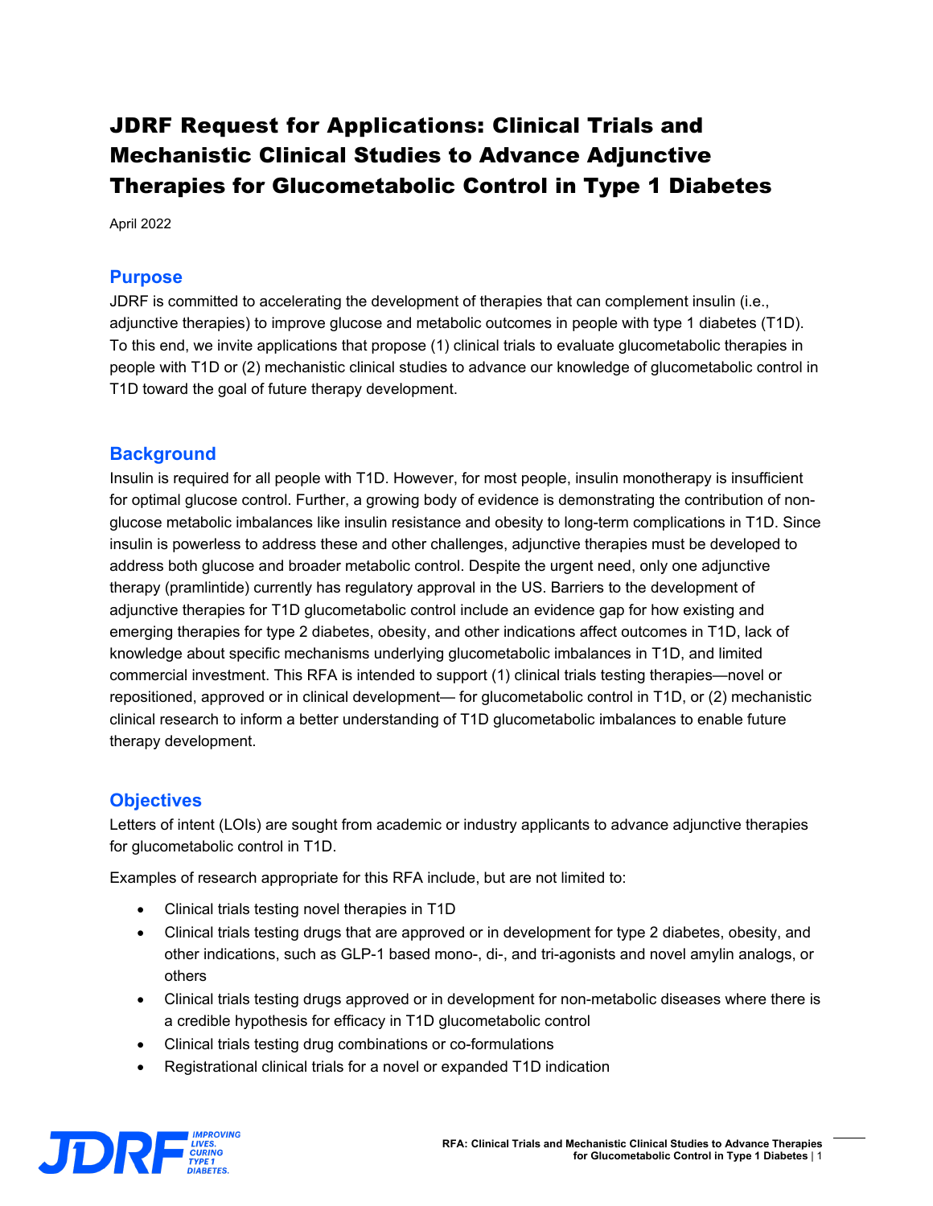# JDRF Request for Applications: Clinical Trials and Mechanistic Clinical Studies to Advance Adjunctive Therapies for Glucometabolic Control in Type 1 Diabetes

April 2022

## Purpose

JDRF is committed to accelerating the development of therapies that can complement insulin (i.e., adjunctive therapies) to improve glucose and metabolic outcomes in people with type 1 diabetes (T1D). To this end, we invite applications that propose (1) clinical trials to evaluate glucometabolic therapies in people with T1D or (2) mechanistic clinical studies to advance our knowledge of glucometabolic control in T1D toward the goal of future therapy development.

## Background

Insulin is required for all people with T1D. However, for most people, insulin monotherapy is insufficient for optimal glucose control. Further, a growing body of evidence is demonstrating the contribution of non-glucose metabolic imbalances like insulin resistance and obesity to long-term complications in T1D. Since insulin is powerless to address these and other challenges, adjunctive therapies must be developed to address both glucose and broader metabolic control. Despite the urgent need, only one adjunctive therapy (pramlintide) currently has regulatory approval in the US. Barriers to the development of adjunctive therapies for T1D glucometabolic control include an evidence gap for how existing and emerging therapies for type 2 diabetes, obesity, and other indications affect outcomes in T1D, lack of knowledge about specific mechanisms underlying glucometabolic imbalances in T1D, and limited commercial investment. This RFA is intended to support (1) clinical trials testing therapies—novel or repositioned, approved or in clinical development— for glucometabolic control in T1D, or (2) mechanistic clinical research to inform a better understanding of T1D glucometabolic imbalances to enable future therapy development.

## Objectives

Letters of intent (LOIs) are sought from academic or industry applicants to advance adjunctive therapies for glucometabolic control in T1D.

Examples of research appropriate for this RFA include, but are not limited to:

- Clinical trials testing novel therapies in T1D
- Clinical trials testing drugs that are approved or in development for type 2 diabetes, obesity, and other indications, such as GLP-1 based mono-, di-, and tri-agonists and novel amylin analogs, or others
- Clinical trials testing drugs approved or in development for non-metabolic diseases where there is a credible hypothesis for efficacy in T1D glucometabolic control
- Clinical trials testing drug combinations or co-formulations
- Registrational clinical trials for a novel or expanded T1D indication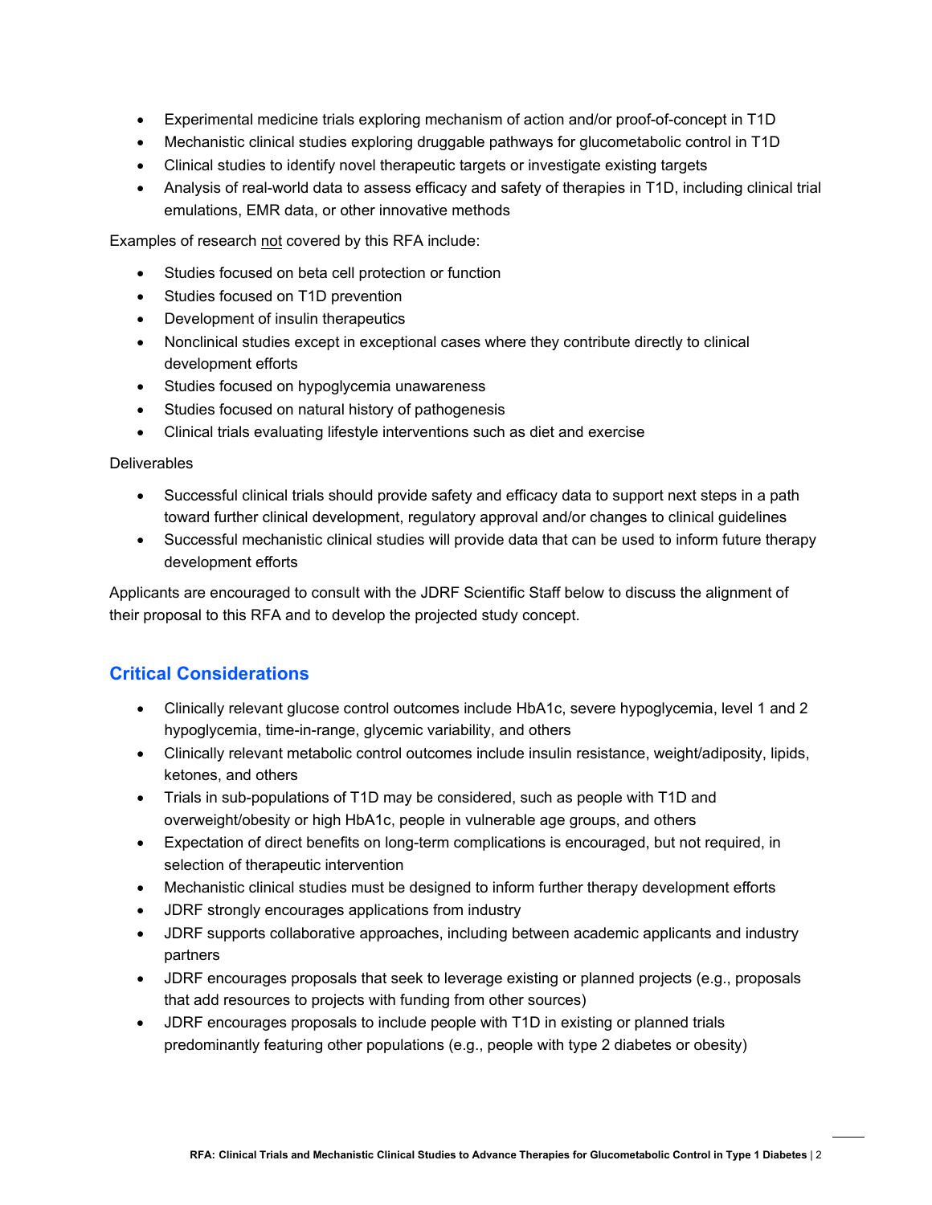- Experimental medicine trials exploring mechanism of action and/or proof-of-concept in T1D
- Mechanistic clinical studies exploring druggable pathways for glucometabolic control in T1D
- Clinical studies to identify novel therapeutic targets or investigate existing targets
- Analysis of real-world data to assess efficacy and safety of therapies in T1D, including clinical trial emulations, EMR data, or other innovative methods

Examples of research not covered by this RFA include:

- Studies focused on beta cell protection or function
- Studies focused on T1D prevention
- Development of insulin therapeutics
- Nonclinical studies except in exceptional cases where they contribute directly to clinical development efforts
- Studies focused on hypoglycemia unawareness
- Studies focused on natural history of pathogenesis
- Clinical trials evaluating lifestyle interventions such as diet and exercise

Deliverables

- Successful clinical trials should provide safety and efficacy data to support next steps in a path toward further clinical development, regulatory approval and/or changes to clinical guidelines
- Successful mechanistic clinical studies will provide data that can be used to inform future therapy development efforts

Applicants are encouraged to consult with the JDRF Scientific Staff below to discuss the alignment of their proposal to this RFA and to develop the projected study concept.

## Critical Considerations

- Clinically relevant glucose control outcomes include HbA1c, severe hypoglycemia, level 1 and 2 hypoglycemia, time-in-range, glycemic variability, and others
- Clinically relevant metabolic control outcomes include insulin resistance, weight/adiposity, lipids, ketones, and others
- Trials in sub-populations of T1D may be considered, such as people with T1D and overweight/obesity or high HbA1c, people in vulnerable age groups, and others
- Expectation of direct benefits on long-term complications is encouraged, but not required, in selection of therapeutic intervention
- Mechanistic clinical studies must be designed to inform further therapy development efforts
- JDRF strongly encourages applications from industry
- JDRF supports collaborative approaches, including between academic applicants and industry partners
- JDRF encourages proposals that seek to leverage existing or planned projects (e.g., proposals that add resources to projects with funding from other sources)
- JDRF encourages proposals to include people with T1D in existing or planned trials predominantly featuring other populations (e.g., people with type 2 diabetes or obesity)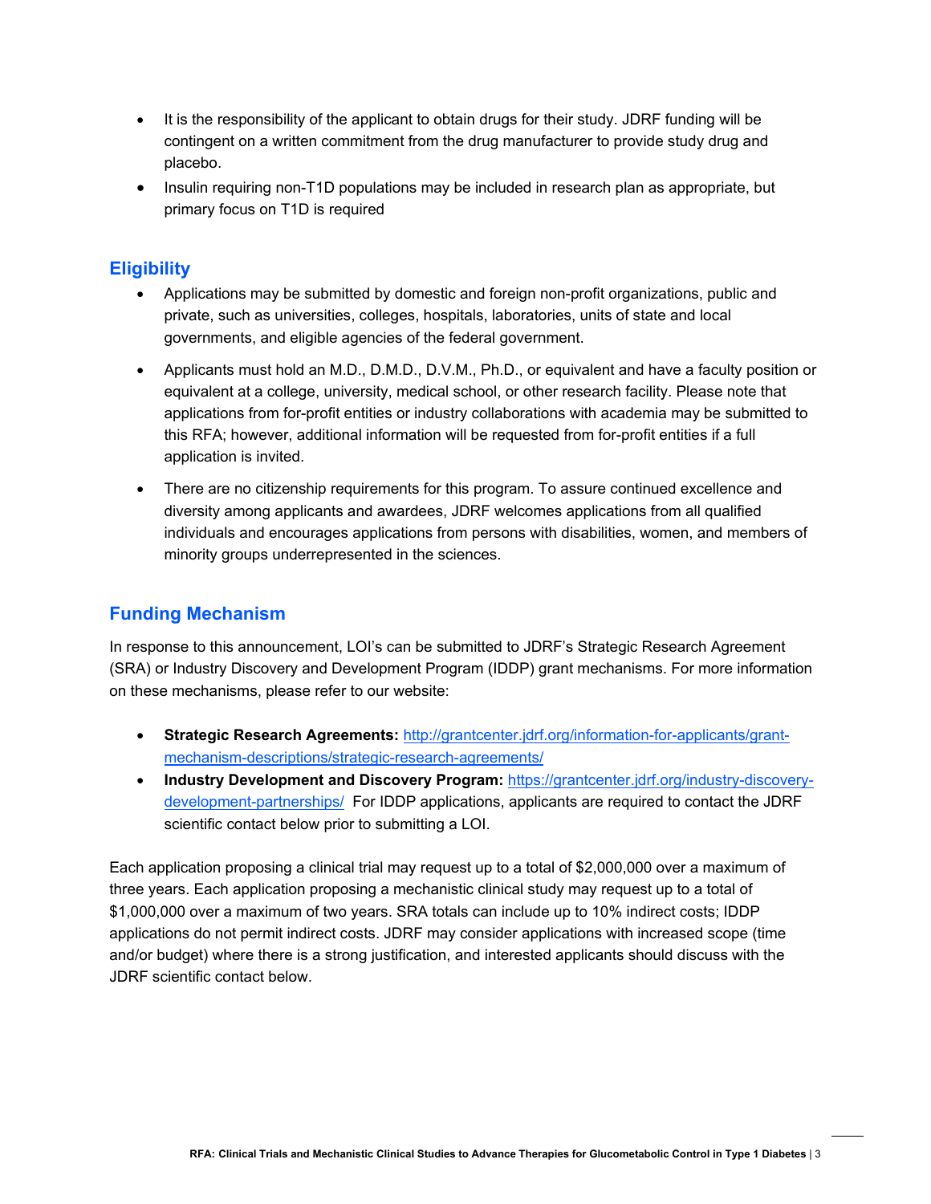- It is the responsibility of the applicant to obtain drugs for their study. JDRF funding will be contingent on a written commitment from the drug manufacturer to provide study drug and placebo.
- Insulin requiring non-T1D populations may be included in research plan as appropriate, but primary focus on T1D is required

## Eligibility

- Applications may be submitted by domestic and foreign non-profit organizations, public and private, such as universities, colleges, hospitals, laboratories, units of state and local governments, and eligible agencies of the federal government.
- Applicants must hold an M.D., D.M.D., D.V.M., Ph.D., or equivalent and have a faculty position or equivalent at a college, university, medical school, or other research facility. Please note that applications from for-profit entities or industry collaborations with academia may be submitted to this RFA; however, additional information will be requested from for-profit entities if a full application is invited.
- There are no citizenship requirements for this program. To assure continued excellence and diversity among applicants and awardees, JDRF welcomes applications from all qualified individuals and encourages applications from persons with disabilities, women, and members of minority groups underrepresented in the sciences.

## Funding Mechanism

In response to this announcement, LOI's can be submitted to JDRF's Strategic Research Agreement (SRA) or Industry Discovery and Development Program (IDDP) grant mechanisms. For more information on these mechanisms, please refer to our website:

- **Strategic Research Agreements:** [http://grantcenter.jdrf.org/information-for-applicants/grant-mechanism-descriptions/strategic-research-agreements/](http://grantcenter.jdrf.org/information-for-applicants/grant-mechanism-descriptions/strategic-research-agreements/)
- **Industry Development and Discovery Program:** [https://grantcenter.jdrf.org/industry-discovery-development-partnerships/](https://grantcenter.jdrf.org/industry-discovery-development-partnerships/) For IDDP applications, applicants are required to contact the JDRF scientific contact below prior to submitting a LOI.

Each application proposing a clinical trial may request up to a total of $2,000,000 over a maximum of three years. Each application proposing a mechanistic clinical study may request up to a total of $1,000,000 over a maximum of two years. SRA totals can include up to 10% indirect costs; IDDP applications do not permit indirect costs. JDRF may consider applications with increased scope (time and/or budget) where there is a strong justification, and interested applicants should discuss with the JDRF scientific contact below.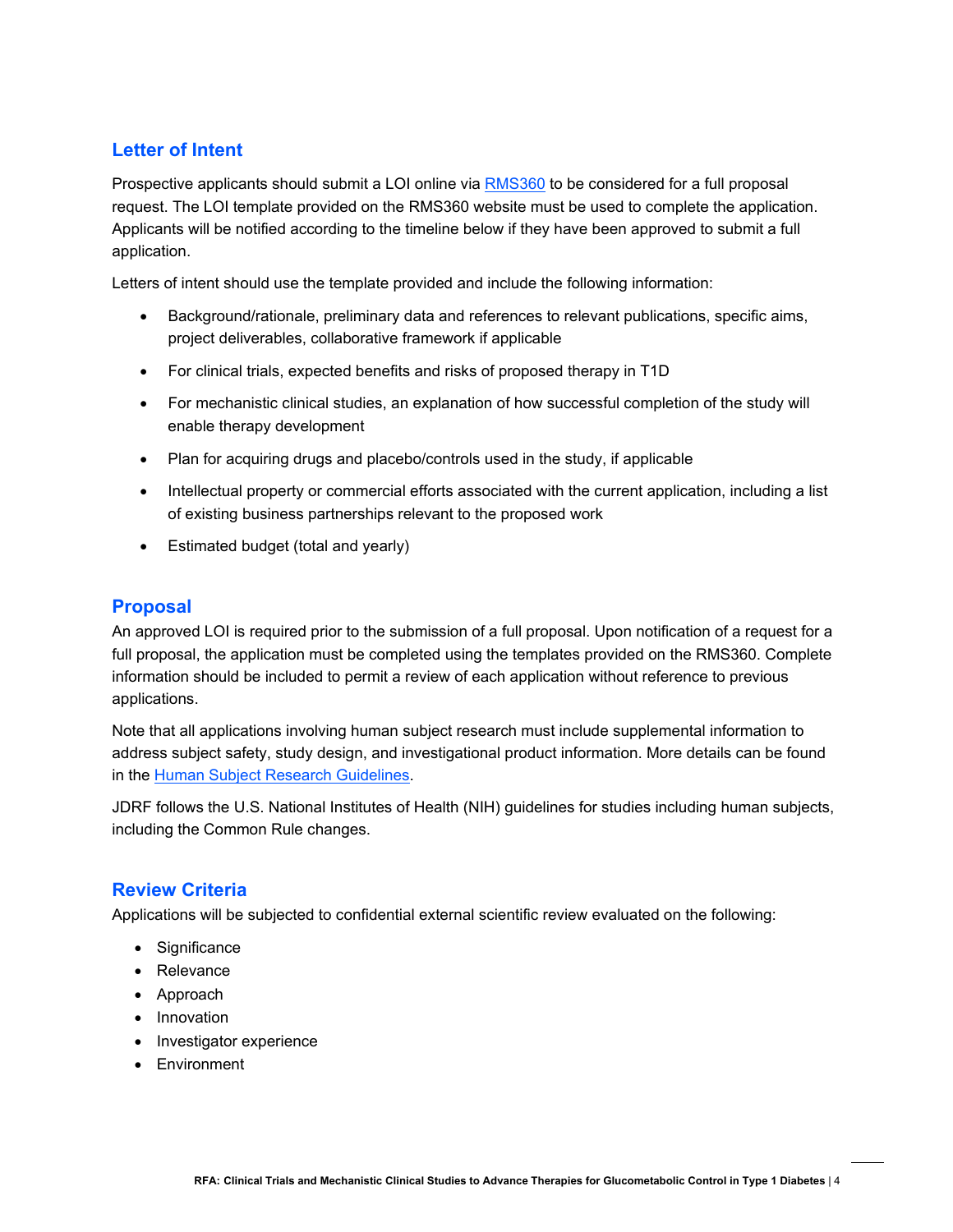## Letter of Intent

Prospective applicants should submit a LOI online via RMS360 to be considered for a full proposal request. The LOI template provided on the RMS360 website must be used to complete the application. Applicants will be notified according to the timeline below if they have been approved to submit a full application.

Letters of intent should use the template provided and include the following information:

- Background/rationale, preliminary data and references to relevant publications, specific aims, project deliverables, collaborative framework if applicable
- For clinical trials, expected benefits and risks of proposed therapy in T1D
- For mechanistic clinical studies, an explanation of how successful completion of the study will enable therapy development
- Plan for acquiring drugs and placebo/controls used in the study, if applicable
- Intellectual property or commercial efforts associated with the current application, including a list of existing business partnerships relevant to the proposed work
- Estimated budget (total and yearly)

## Proposal

An approved LOI is required prior to the submission of a full proposal. Upon notification of a request for a full proposal, the application must be completed using the templates provided on the RMS360. Complete information should be included to permit a review of each application without reference to previous applications.

Note that all applications involving human subject research must include supplemental information to address subject safety, study design, and investigational product information. More details can be found in the Human Subject Research Guidelines.

JDRF follows the U.S. National Institutes of Health (NIH) guidelines for studies including human subjects, including the Common Rule changes.

## Review Criteria

Applications will be subjected to confidential external scientific review evaluated on the following:

- Significance
- Relevance
- Approach
- Innovation
- Investigator experience
- Environment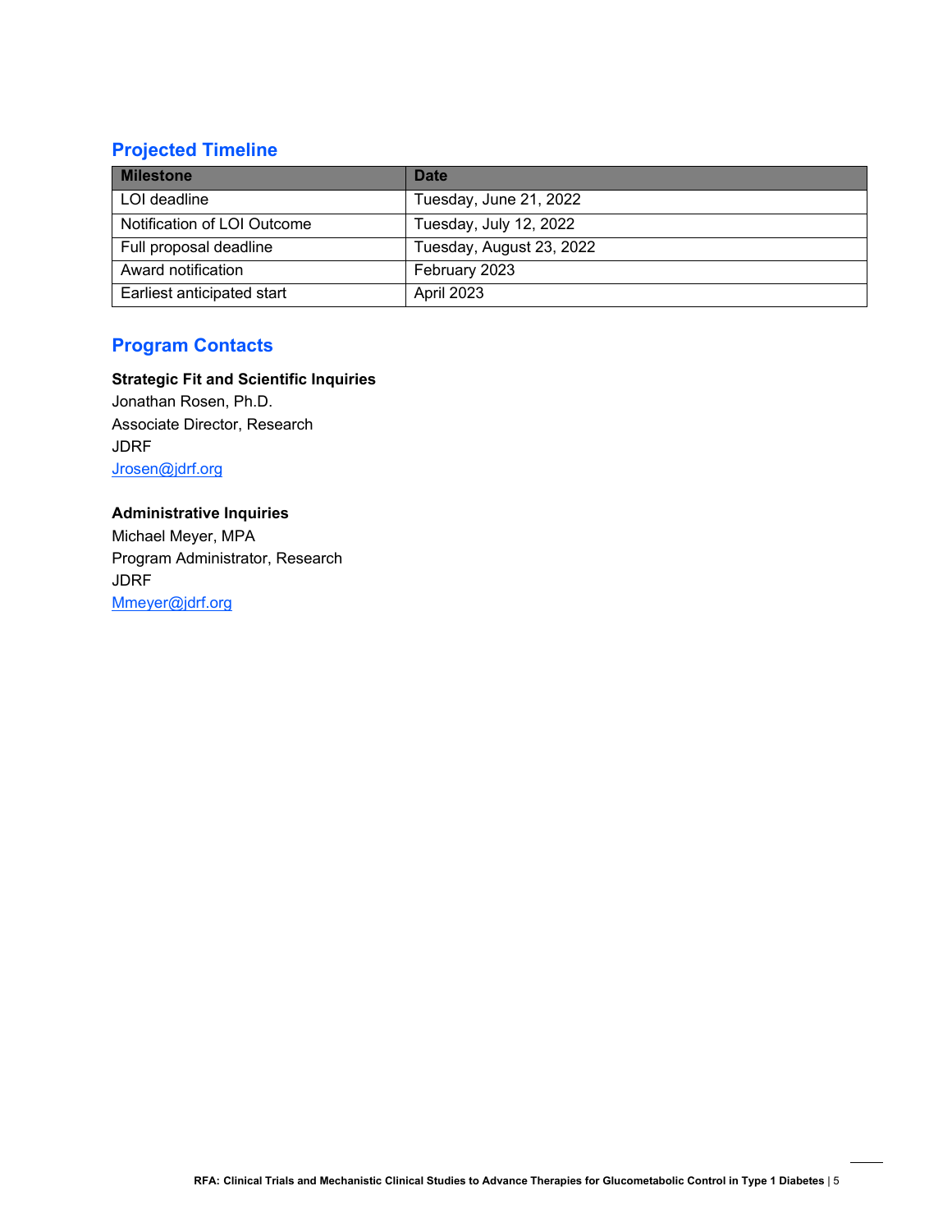## Projected Timeline

| Milestone | Date |
|---|---|
| LOI deadline | Tuesday, June 21, 2022 |
| Notification of LOI Outcome | Tuesday, July 12, 2022 |
| Full proposal deadline | Tuesday, August 23, 2022 |
| Award notification | February 2023 |
| Earliest anticipated start | April 2023 |

## Program Contacts

**Strategic Fit and Scientific Inquiries**
Jonathan Rosen, Ph.D.
Associate Director, Research
JDRF
Jrosen@jdrf.org

**Administrative Inquiries**
Michael Meyer, MPA
Program Administrator, Research
JDRF
Mmeyer@jdrf.org